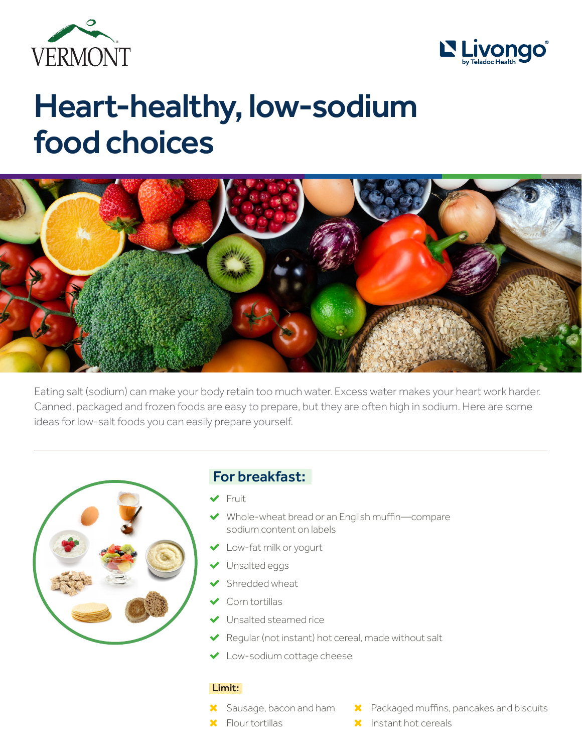# Heart-healthy, low-sodium food choices

Eating salt (sodium) can make your body retain too much water. Excess water makes your heart work harder. Canned, packaged and frozen foods are easy to prepare, but they are often high in sodium. Here are some ideas for low-salt foods you can easily prepare yourself.

## For breakfast:

- ✔ Fruit
- ✔ Whole-wheat bread or an English muffin—compare sodium content on labels
- ✔ Low-fat milk or yogurt
- ✔ Unsalted eggs
- ✔ Shredded wheat
- ✔ Corn tortillas
- ✔ Unsalted steamed rice
- ✔ Regular (not instant) hot cereal, made without salt
- ✔ Low-sodium cottage cheese

**Limit:**

- ✖ Sausage, bacon and ham
- ✖ Flour tortillas
- ✖ Packaged muffins, pancakes and biscuits
- ✖ Instant hot cereals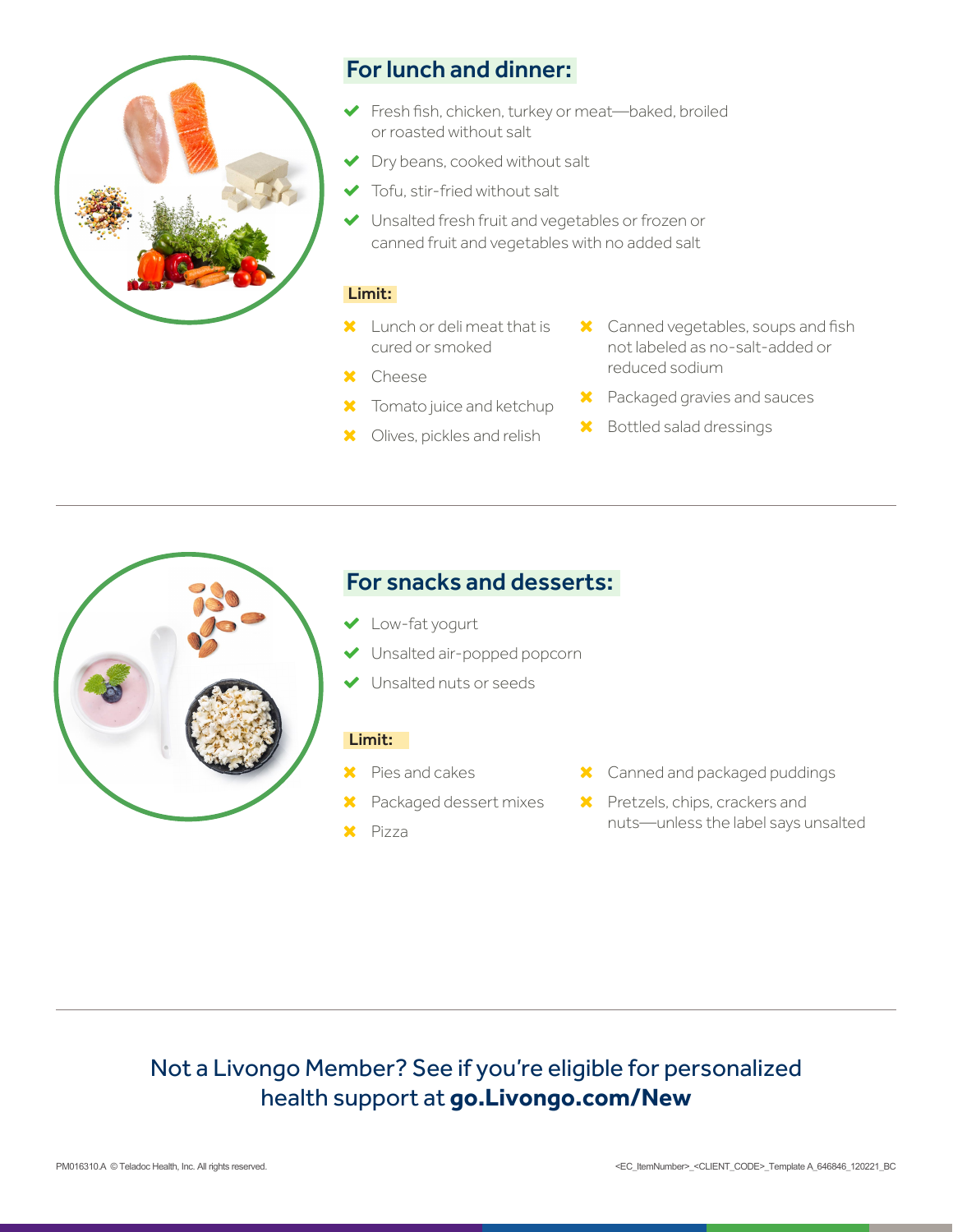## For lunch and dinner:

- Fresh fish, chicken, turkey or meat—baked, broiled or roasted without salt
- Dry beans, cooked without salt
- Tofu, stir-fried without salt
- Unsalted fresh fruit and vegetables or frozen or canned fruit and vegetables with no added salt

**Limit:**

- Lunch or deli meat that is cured or smoked
- Cheese
- Tomato juice and ketchup
- Olives, pickles and relish
- Canned vegetables, soups and fish not labeled as no-salt-added or reduced sodium
- Packaged gravies and sauces
- Bottled salad dressings

## For snacks and desserts:

- Low-fat yogurt
- Unsalted air-popped popcorn
- Unsalted nuts or seeds

**Limit:**

- Pies and cakes
- Packaged dessert mixes
- Pizza
- Canned and packaged puddings
- Pretzels, chips, crackers and nuts—unless the label says unsalted

Not a Livongo Member? See if you're eligible for personalized health support at **go.Livongo.com/New**

PM016310.A © Teladoc Health, Inc. All rights reserved.

<EC_ItemNumber>_<CLIENT_CODE>_Template A_646846_120221_BC